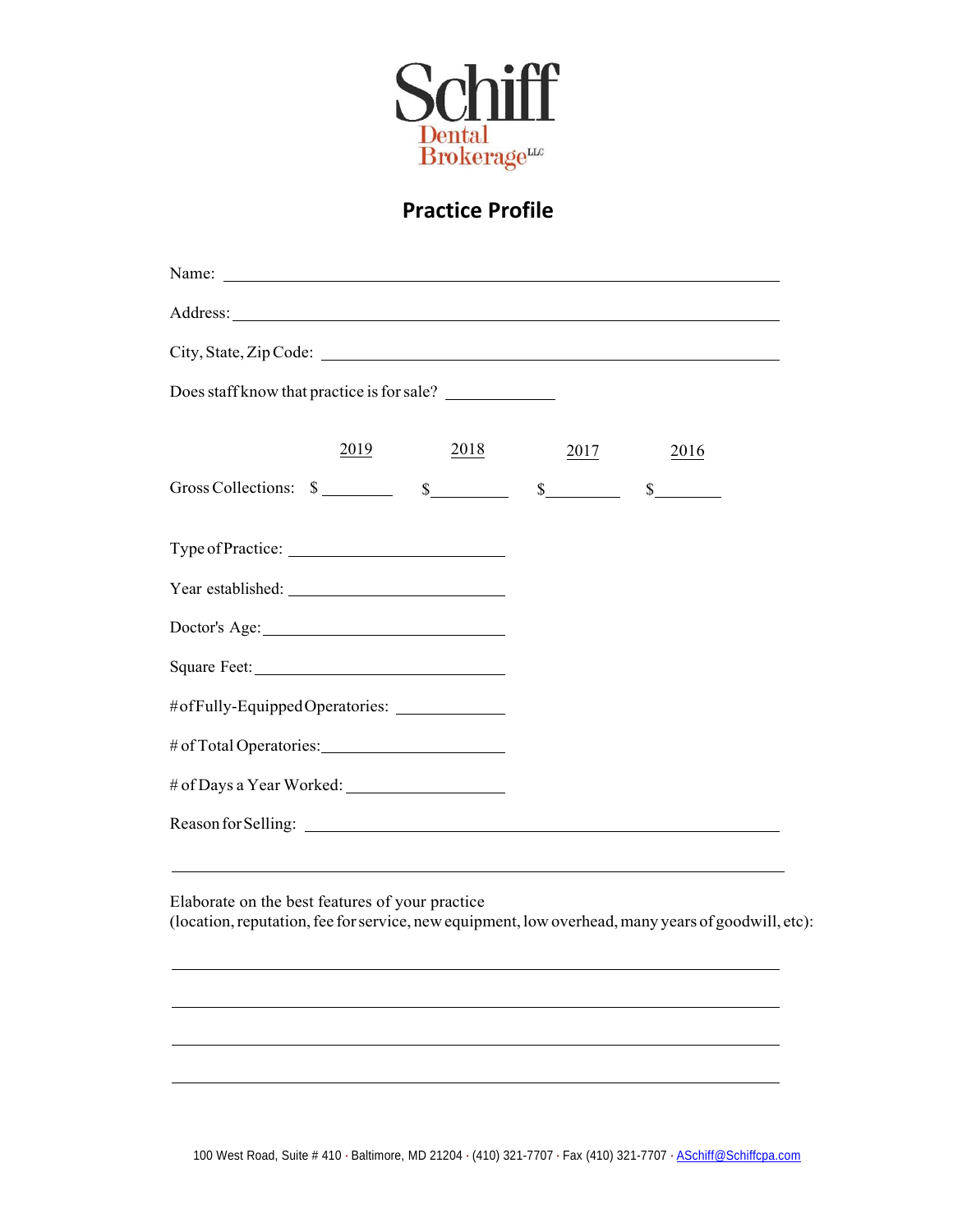Schiff
Dental Brokerage LLC

# Practice Profile

Name: ______________________________

Address: ______________________________

City, State, Zip Code: ______________________________

Does staff know that practice is for sale? __________

| | 2019 | 2018 | 2017 | 2016 |
|---|---|---|---|---|
| Gross Collections: | $ ______ | $ ______ | $ ______ | $ ______ |

Type of Practice: ______________________

Year established: ______________________

Doctor's Age: ______________________

Square Feet: ______________________

# of Fully-Equipped Operatories: __________

# of Total Operatories: ______________________

# of Days a Year Worked: ______________________

Reason for Selling: ______________________________

______________________________

Elaborate on the best features of your practice
(location, reputation, fee for service, new equipment, low overhead, many years of goodwill, etc):

______________________________

______________________________

______________________________

______________________________

100 West Road, Suite # 410 · Baltimore, MD 21204 · (410) 321-7707 · Fax (410) 321-7707 · ASchiff@Schiffcpa.com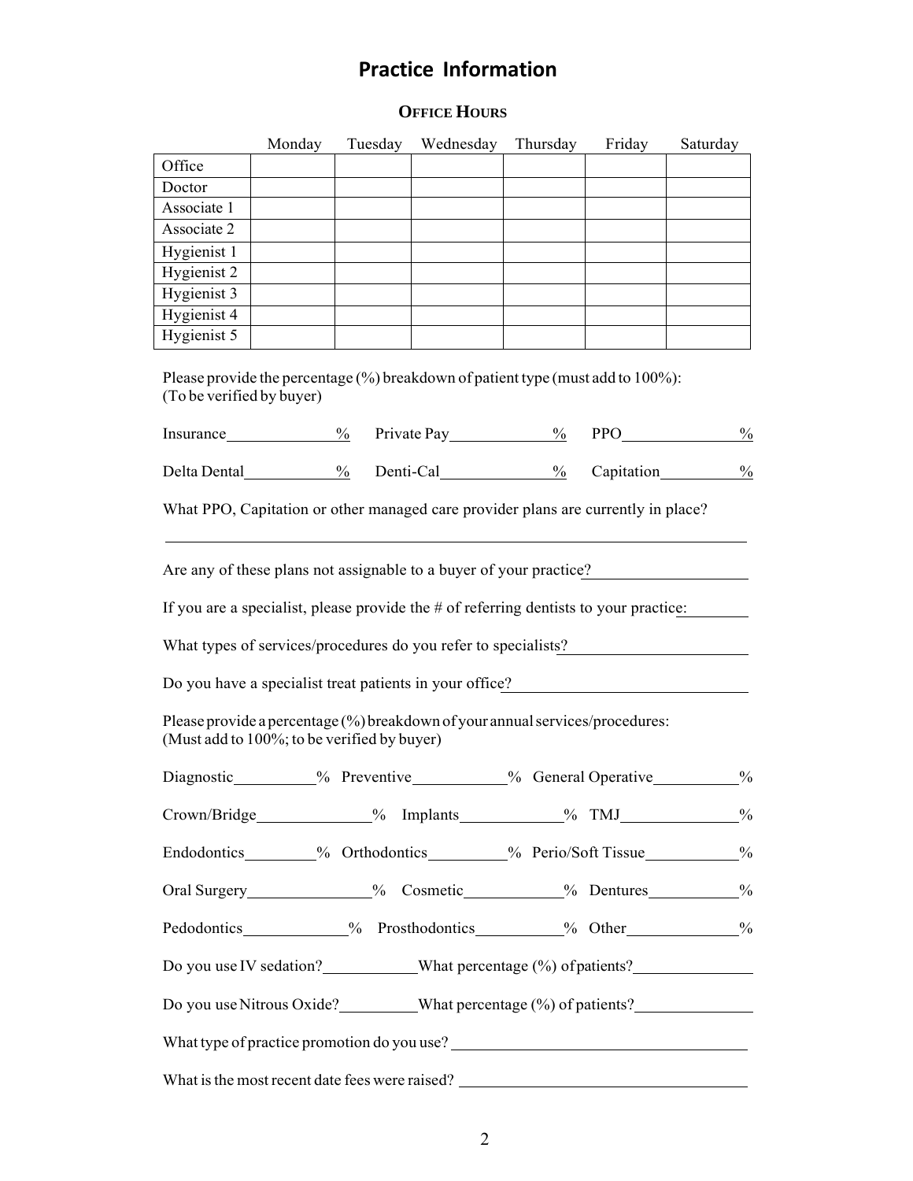# Practice Information

## OFFICE HOURS

| | Monday | Tuesday | Wednesday | Thursday | Friday | Saturday |
|---|---|---|---|---|---|---|
| Office | | | | | | |
| Doctor | | | | | | |
| Associate 1 | | | | | | |
| Associate 2 | | | | | | |
| Hygienist 1 | | | | | | |
| Hygienist 2 | | | | | | |
| Hygienist 3 | | | | | | |
| Hygienist 4 | | | | | | |
| Hygienist 5 | | | | | | |

Please provide the percentage (%) breakdown of patient type (must add to 100%):
(To be verified by buyer)

Insurance\_\_\_\_\_\_\_\_\_\_% Private Pay\_\_\_\_\_\_\_\_\_\_% PPO\_\_\_\_\_\_\_\_\_\_%

Delta Dental\_\_\_\_\_\_\_\_\_\_% Denti-Cal\_\_\_\_\_\_\_\_\_\_% Capitation\_\_\_\_\_\_\_\_\_\_%

What PPO, Capitation or other managed care provider plans are currently in place?

\_\_\_\_\_\_\_\_\_\_\_\_\_\_\_\_\_\_\_\_\_\_\_\_\_\_\_\_\_\_\_\_\_\_\_\_\_\_\_\_\_\_\_\_\_\_\_\_

Are any of these plans not assignable to a buyer of your practice?\_\_\_\_\_\_\_\_\_\_\_\_\_\_\_\_

If you are a specialist, please provide the # of referring dentists to your practice:\_\_\_\_\_\_\_\_

What types of services/procedures do you refer to specialists?\_\_\_\_\_\_\_\_\_\_\_\_\_\_\_\_

Do you have a specialist treat patients in your office?\_\_\_\_\_\_\_\_\_\_\_\_\_\_\_\_

Please provide a percentage (%) breakdown of your annual services/procedures:
(Must add to 100%; to be verified by buyer)

Diagnostic\_\_\_\_\_\_\_\_\_\_% Preventive\_\_\_\_\_\_\_\_\_\_% General Operative\_\_\_\_\_\_\_\_\_\_%

Crown/Bridge\_\_\_\_\_\_\_\_\_\_% Implants\_\_\_\_\_\_\_\_\_\_% TMJ\_\_\_\_\_\_\_\_\_\_%

Endodontics\_\_\_\_\_\_\_\_\_\_% Orthodontics\_\_\_\_\_\_\_\_\_\_% Perio/Soft Tissue\_\_\_\_\_\_\_\_\_\_%

Oral Surgery\_\_\_\_\_\_\_\_\_\_% Cosmetic\_\_\_\_\_\_\_\_\_\_% Dentures\_\_\_\_\_\_\_\_\_\_%

Pedodontics\_\_\_\_\_\_\_\_\_\_% Prosthodontics\_\_\_\_\_\_\_\_\_\_% Other\_\_\_\_\_\_\_\_\_\_%

Do you use IV sedation?\_\_\_\_\_\_\_\_\_\_What percentage (%) of patients?\_\_\_\_\_\_\_\_\_\_

Do you use Nitrous Oxide?\_\_\_\_\_\_\_\_\_\_What percentage (%) of patients?\_\_\_\_\_\_\_\_\_\_

What type of practice promotion do you use? \_\_\_\_\_\_\_\_\_\_\_\_\_\_\_\_\_\_\_\_

What is the most recent date fees were raised? \_\_\_\_\_\_\_\_\_\_\_\_\_\_\_\_\_\_\_\_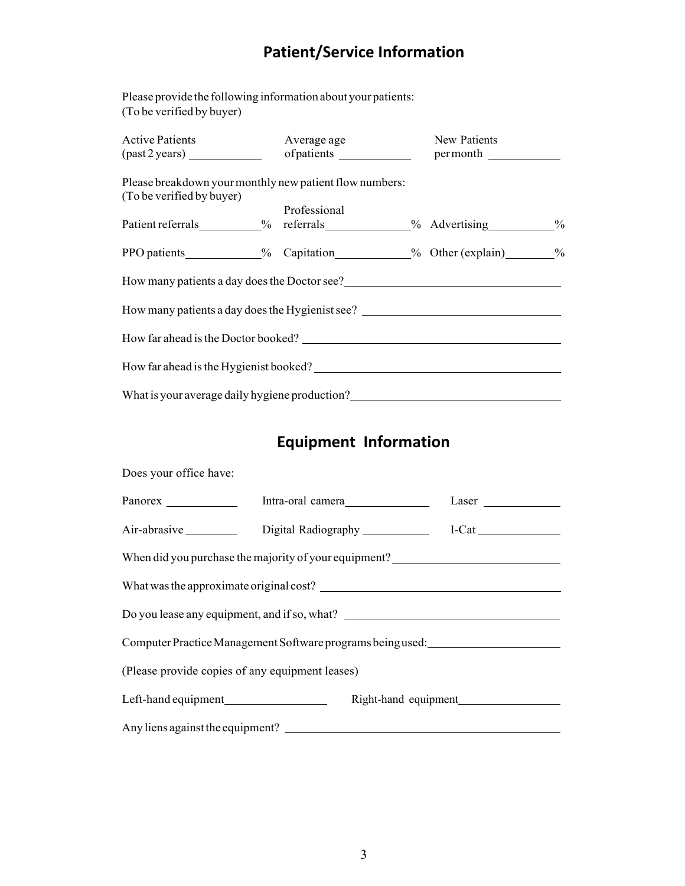## Patient/Service Information

Please provide the following information about your patients:
(To be verified by buyer)

Active Patients (past 2 years) ____________ Average age of patients ____________ New Patients per month ____________

Please breakdown your monthly new patient flow numbers:
(To be verified by buyer)

Patient referrals__________% Professional referrals______________% Advertising___________%

PPO patients_____________% Capitation_____________% Other (explain)________%

How many patients a day does the Doctor see?___________________________________

How many patients a day does the Hygienist see? ________________________________

How far ahead is the Doctor booked? _________________________________________

How far ahead is the Hygienist booked? _______________________________________

What is your average daily hygiene production?__________________________________

## Equipment Information

Does your office have:

Panorex ____________ Intra-oral camera______________ Laser _____________

Air-abrasive _________ Digital Radiography ___________ I-Cat ______________

When did you purchase the majority of your equipment?___________________________

What was the approximate original cost? ______________________________________

Do you lease any equipment, and if so, what? __________________________________

Computer Practice Management Software programs being used:______________________

(Please provide copies of any equipment leases)

Left-hand equipment_________________ Right-hand equipment_________________

Any liens against the equipment? ____________________________________________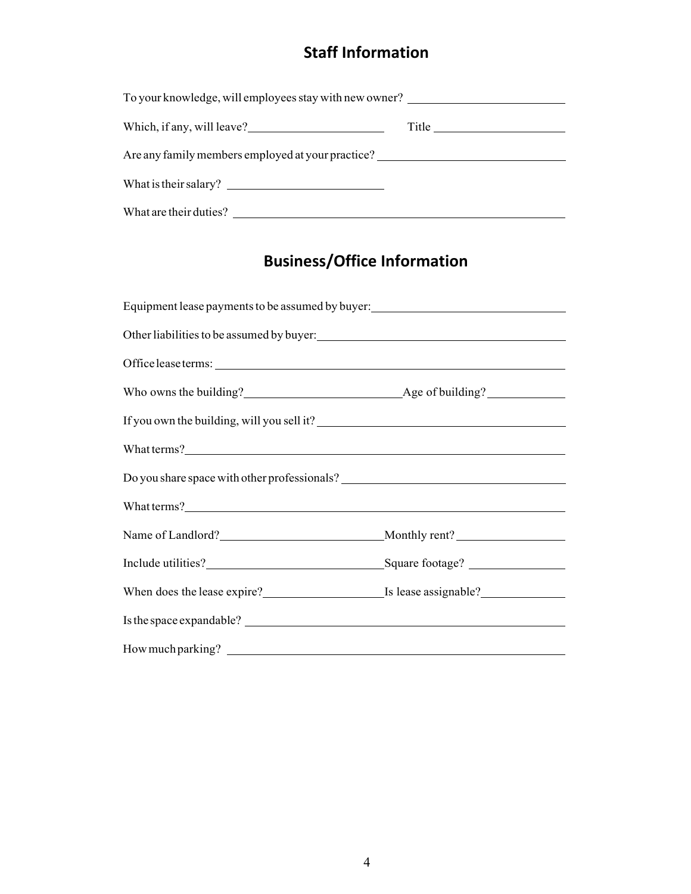## Staff Information

To your knowledge, will employees stay with new owner? ____________________

Which, if any, will leave? ____________________ Title ____________________

Are any family members employed at your practice? ____________________

What is their salary? ____________________

What are their duties? ____________________

## Business/Office Information

Equipment lease payments to be assumed by buyer: ____________________

Other liabilities to be assumed by buyer: ____________________

Office lease terms: ____________________

Who owns the building? ____________________ Age of building? ____________________

If you own the building, will you sell it? ____________________

What terms? ____________________

Do you share space with other professionals? ____________________

What terms? ____________________

Name of Landlord? ____________________ Monthly rent? ____________________

Include utilities? ____________________ Square footage? ____________________

When does the lease expire? ____________________ Is lease assignable? ____________________

Is the space expandable? ____________________

How much parking? ____________________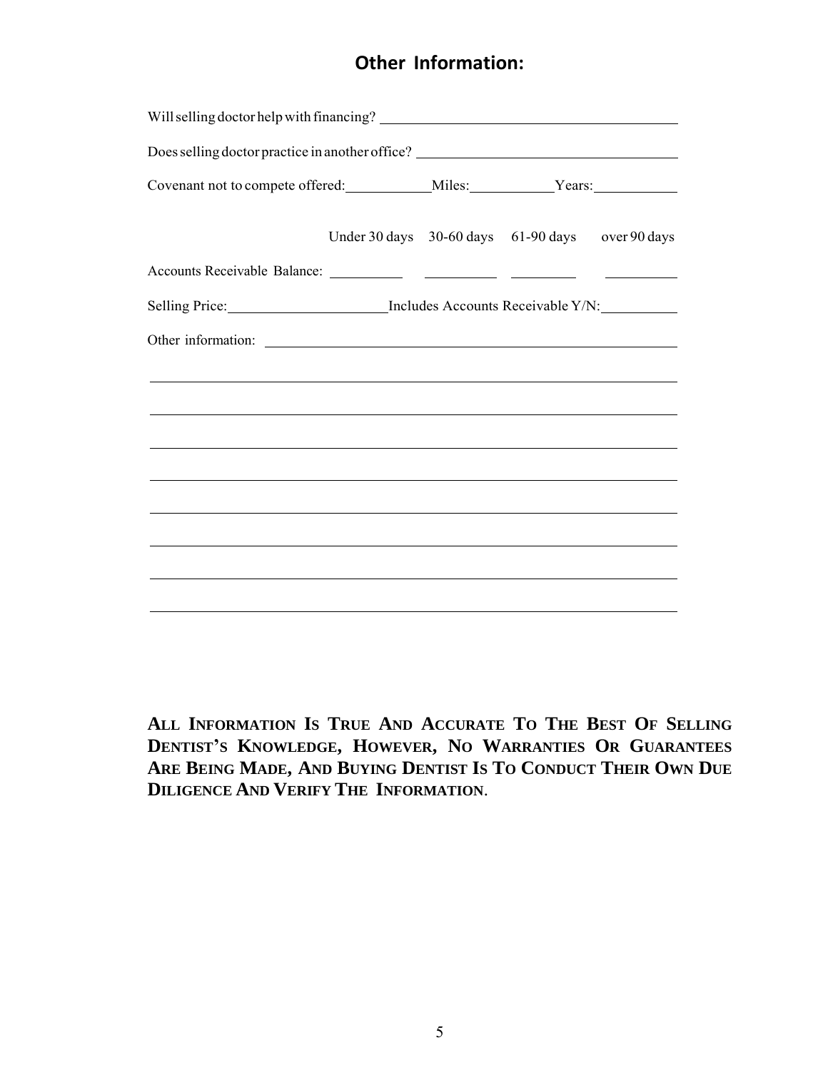## Other Information:

Will selling doctor help with financing? ________________________________________

Does selling doctor practice in another office? ___________________________________

Covenant not to compete offered: ___________ Miles: ___________ Years: ___________

| | Under 30 days | 30-60 days | 61-90 days | over 90 days |
|---|---|---|---|---|
| Accounts Receivable Balance: | __________ | __________ | _________ | __________ |

Selling Price: ______________________ Includes Accounts Receivable Y/N: __________

Other information: ________________________________________________________

________________________________________________________________________

________________________________________________________________________

________________________________________________________________________

________________________________________________________________________

________________________________________________________________________

________________________________________________________________________

________________________________________________________________________

________________________________________________________________________

**ALL INFORMATION IS TRUE AND ACCURATE TO THE BEST OF SELLING DENTIST'S KNOWLEDGE, HOWEVER, NO WARRANTIES OR GUARANTEES ARE BEING MADE, AND BUYING DENTIST IS TO CONDUCT THEIR OWN DUE DILIGENCE AND VERIFY THE INFORMATION**.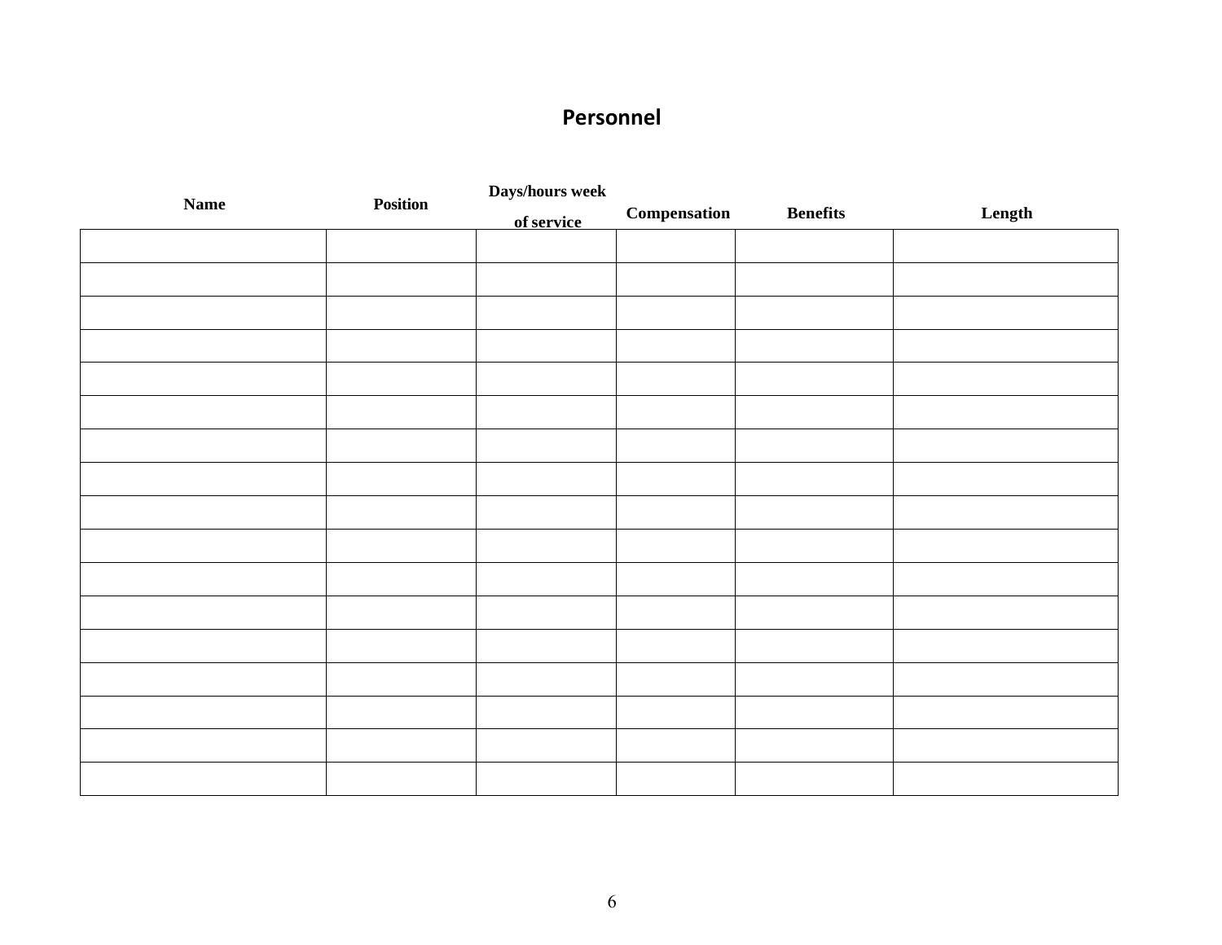## Personnel

| Name | Position | Days/hours week of service | Compensation | Benefits | Length |
|---|---|---|---|---|---|
| | | | | | |
| | | | | | |
| | | | | | |
| | | | | | |
| | | | | | |
| | | | | | |
| | | | | | |
| | | | | | |
| | | | | | |
| | | | | | |
| | | | | | |
| | | | | | |
| | | | | | |
| | | | | | |
| | | | | | |
| | | | | | |
| | | | | | |